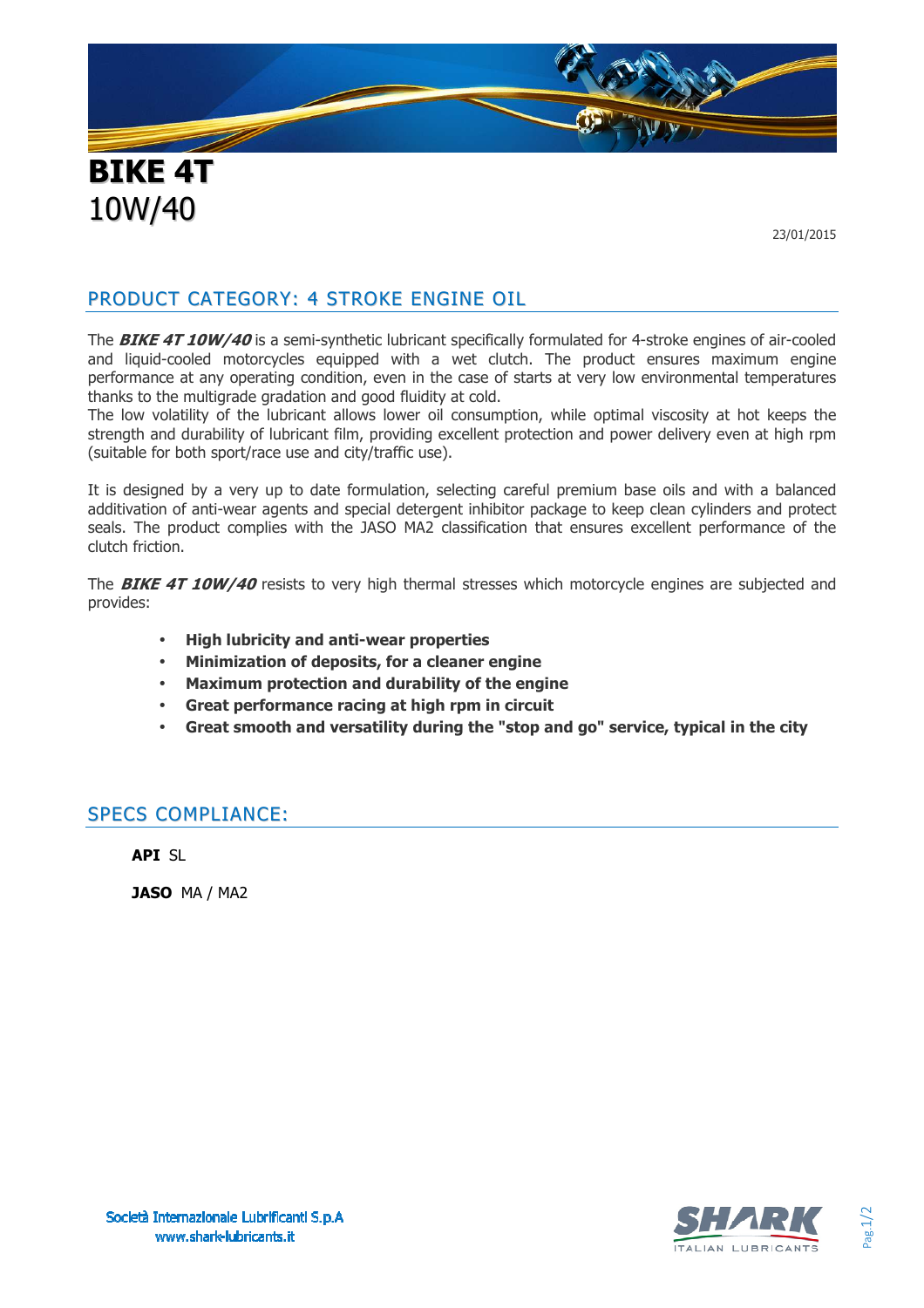# BIKE 4T
10W/40

23/01/2015

## PRODUCT CATEGORY: 4 STROKE ENGINE OIL

The ***BIKE 4T 10W/40*** is a semi-synthetic lubricant specifically formulated for 4-stroke engines of air-cooled and liquid-cooled motorcycles equipped with a wet clutch. The product ensures maximum engine performance at any operating condition, even in the case of starts at very low environmental temperatures thanks to the multigrade gradation and good fluidity at cold.
The low volatility of the lubricant allows lower oil consumption, while optimal viscosity at hot keeps the strength and durability of lubricant film, providing excellent protection and power delivery even at high rpm (suitable for both sport/race use and city/traffic use).

It is designed by a very up to date formulation, selecting careful premium base oils and with a balanced additivation of anti-wear agents and special detergent inhibitor package to keep clean cylinders and protect seals. The product complies with the JASO MA2 classification that ensures excellent performance of the clutch friction.

The ***BIKE 4T 10W/40*** resists to very high thermal stresses which motorcycle engines are subjected and provides:

- **High lubricity and anti-wear properties**
- **Minimization of deposits, for a cleaner engine**
- **Maximum protection and durability of the engine**
- **Great performance racing at high rpm in circuit**
- **Great smooth and versatility during the "stop and go" service, typical in the city**

## SPECS COMPLIANCE:

**API** SL

**JASO** MA / MA2

Società Internazionale Lubrificanti S.p.A
www.shark-lubricants.it

SHARK ITALIAN LUBRICANTS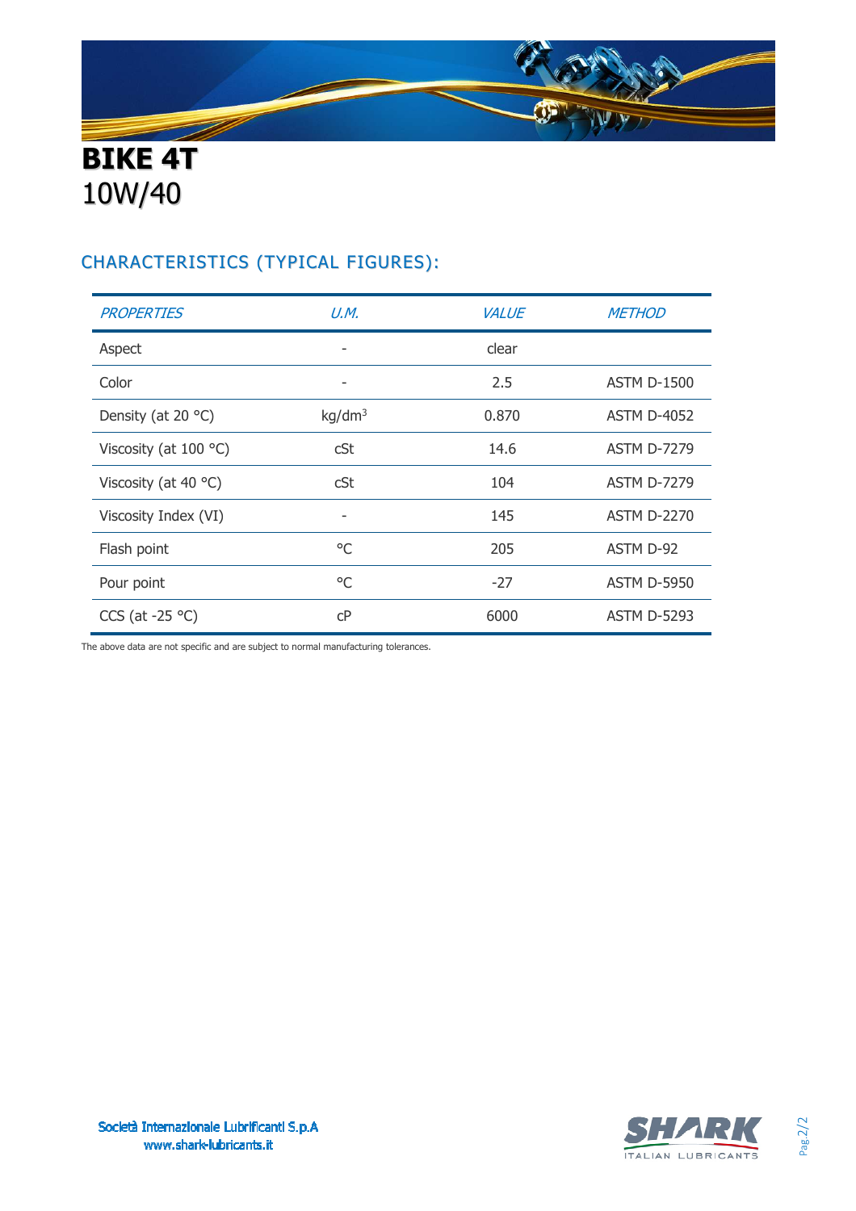# BIKE 4T
10W/40

## CHARACTERISTICS (TYPICAL FIGURES):

| *PROPERTIES* | *U.M.* | *VALUE* | *METHOD* |
|---|---|---|---|
| Aspect | - | clear | |
| Color | - | 2.5 | ASTM D-1500 |
| Density (at 20 °C) | $kg/dm^3$ | 0.870 | ASTM D-4052 |
| Viscosity (at 100 °C) | cSt | 14.6 | ASTM D-7279 |
| Viscosity (at 40 °C) | cSt | 104 | ASTM D-7279 |
| Viscosity Index (VI) | - | 145 | ASTM D-2270 |
| Flash point | °C | 205 | ASTM D-92 |
| Pour point | °C | -27 | ASTM D-5950 |
| CCS (at -25 °C) | cP | 6000 | ASTM D-5293 |

The above data are not specific and are subject to normal manufacturing tolerances.

Società Internazionale Lubrificanti S.p.A
www.shark-lubricants.it

SHARK ITALIAN LUBRICANTS